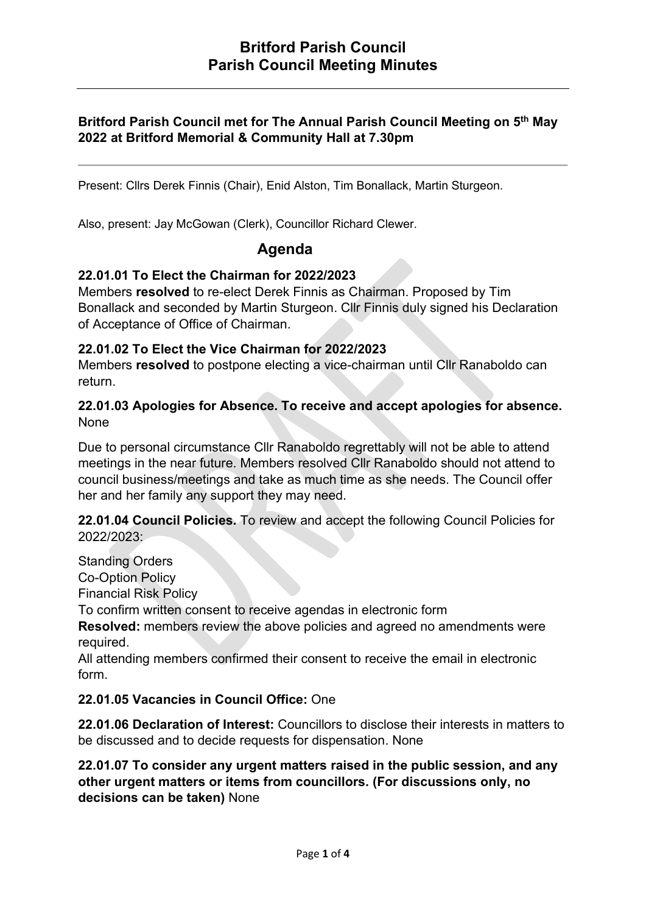# Britford Parish Council
# Parish Council Meeting Minutes

**Britford Parish Council met for The Annual Parish Council Meeting on 5th May 2022 at Britford Memorial & Community Hall at 7.30pm**

---

Present: Cllrs Derek Finnis (Chair), Enid Alston, Tim Bonallack, Martin Sturgeon.

Also, present: Jay McGowan (Clerk), Councillor Richard Clewer.

## Agenda

**22.01.01 To Elect the Chairman for 2022/2023**
Members **resolved** to re-elect Derek Finnis as Chairman. Proposed by Tim Bonallack and seconded by Martin Sturgeon. Cllr Finnis duly signed his Declaration of Acceptance of Office of Chairman.

**22.01.02 To Elect the Vice Chairman for 2022/2023**
Members **resolved** to postpone electing a vice-chairman until Cllr Ranaboldo can return.

**22.01.03 Apologies for Absence. To receive and accept apologies for absence.** None

Due to personal circumstance Cllr Ranaboldo regrettably will not be able to attend meetings in the near future. Members resolved Cllr Ranaboldo should not attend to council business/meetings and take as much time as she needs. The Council offer her and her family any support they may need.

**22.01.04 Council Policies.** To review and accept the following Council Policies for 2022/2023:

Standing Orders
Co-Option Policy
Financial Risk Policy
To confirm written consent to receive agendas in electronic form
**Resolved:** members review the above policies and agreed no amendments were required.
All attending members confirmed their consent to receive the email in electronic form.

**22.01.05 Vacancies in Council Office:** One

**22.01.06 Declaration of Interest:** Councillors to disclose their interests in matters to be discussed and to decide requests for dispensation. None

**22.01.07 To consider any urgent matters raised in the public session, and any other urgent matters or items from councillors. (For discussions only, no decisions can be taken)** None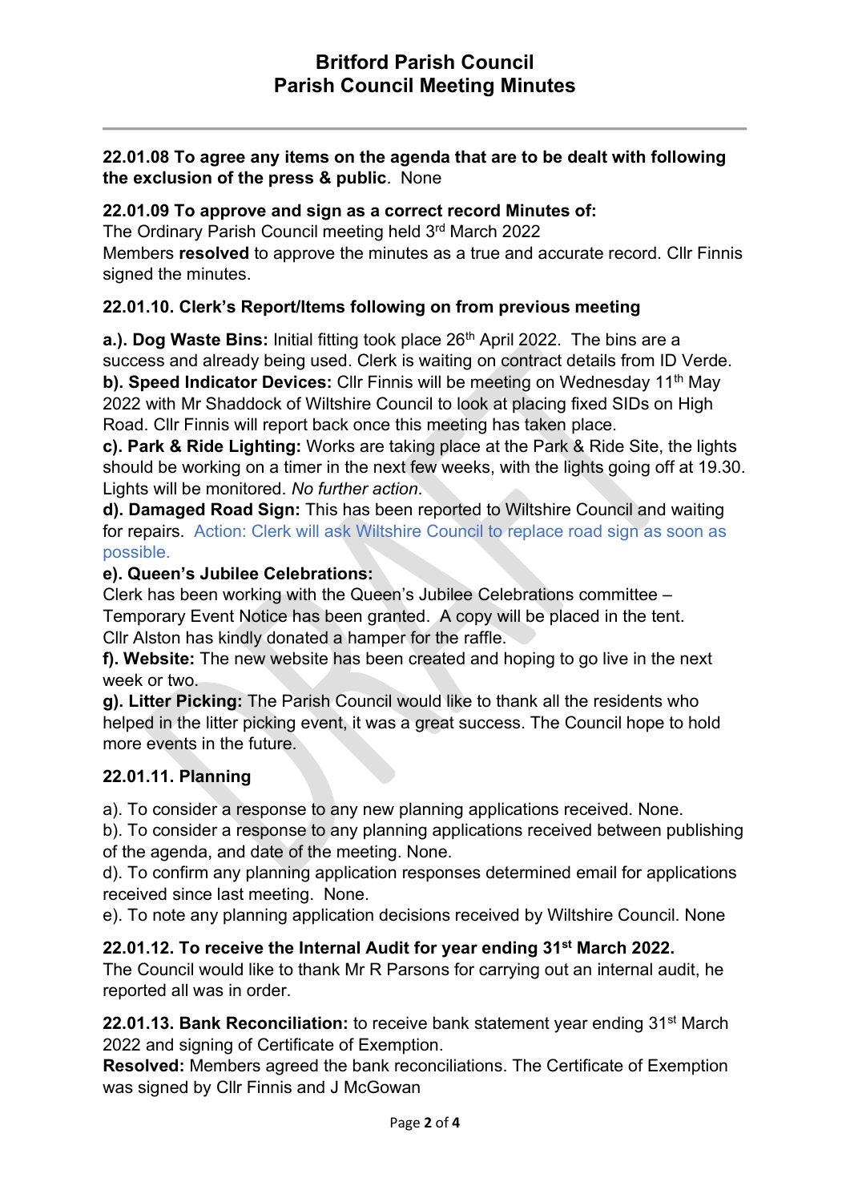# Britford Parish Council
# Parish Council Meeting Minutes

**22.01.08 To agree any items on the agenda that are to be dealt with following the exclusion of the press & public**. None

**22.01.09 To approve and sign as a correct record Minutes of:**
The Ordinary Parish Council meeting held 3rd March 2022
Members **resolved** to approve the minutes as a true and accurate record. Cllr Finnis signed the minutes.

**22.01.10. Clerk's Report/Items following on from previous meeting**

**a.). Dog Waste Bins:** Initial fitting took place 26th April 2022. The bins are a success and already being used. Clerk is waiting on contract details from ID Verde.
**b). Speed Indicator Devices:** Cllr Finnis will be meeting on Wednesday 11th May 2022 with Mr Shaddock of Wiltshire Council to look at placing fixed SIDs on High Road. Cllr Finnis will report back once this meeting has taken place.
**c). Park & Ride Lighting:** Works are taking place at the Park & Ride Site, the lights should be working on a timer in the next few weeks, with the lights going off at 19.30. Lights will be monitored. *No further action*.
**d). Damaged Road Sign:** This has been reported to Wiltshire Council and waiting for repairs. Action: Clerk will ask Wiltshire Council to replace road sign as soon as possible.
**e). Queen's Jubilee Celebrations:**
Clerk has been working with the Queen's Jubilee Celebrations committee – Temporary Event Notice has been granted. A copy will be placed in the tent.
Cllr Alston has kindly donated a hamper for the raffle.
**f). Website:** The new website has been created and hoping to go live in the next week or two.
**g). Litter Picking:** The Parish Council would like to thank all the residents who helped in the litter picking event, it was a great success. The Council hope to hold more events in the future.

**22.01.11. Planning**

a). To consider a response to any new planning applications received. None.
b). To consider a response to any planning applications received between publishing of the agenda, and date of the meeting. None.
d). To confirm any planning application responses determined email for applications received since last meeting. None.
e). To note any planning application decisions received by Wiltshire Council. None

**22.01.12. To receive the Internal Audit for year ending 31st March 2022.**
The Council would like to thank Mr R Parsons for carrying out an internal audit, he reported all was in order.

**22.01.13. Bank Reconciliation:** to receive bank statement year ending 31st March 2022 and signing of Certificate of Exemption.
**Resolved:** Members agreed the bank reconciliations. The Certificate of Exemption was signed by Cllr Finnis and J McGowan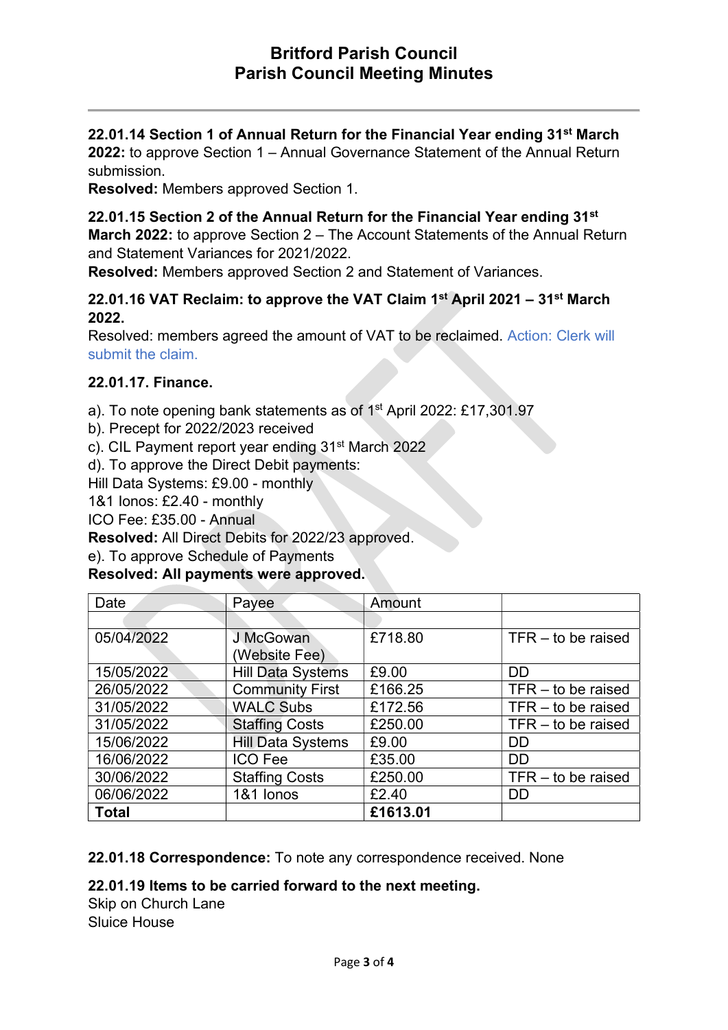# Britford Parish Council
## Parish Council Meeting Minutes

**22.01.14 Section 1 of Annual Return for the Financial Year ending 31st March 2022:** to approve Section 1 – Annual Governance Statement of the Annual Return submission.
**Resolved:** Members approved Section 1.

**22.01.15 Section 2 of the Annual Return for the Financial Year ending 31st March 2022:** to approve Section 2 – The Account Statements of the Annual Return and Statement Variances for 2021/2022.
**Resolved:** Members approved Section 2 and Statement of Variances.

**22.01.16 VAT Reclaim: to approve the VAT Claim 1st April 2021 – 31st March 2022.**
Resolved: members agreed the amount of VAT to be reclaimed. Action: Clerk will submit the claim.

**22.01.17. Finance.**

a). To note opening bank statements as of 1st April 2022: £17,301.97
b). Precept for 2022/2023 received
c). CIL Payment report year ending 31st March 2022
d). To approve the Direct Debit payments:
Hill Data Systems: £9.00 - monthly
1&1 Ionos: £2.40 - monthly
ICO Fee: £35.00 - Annual
**Resolved:** All Direct Debits for 2022/23 approved.
e). To approve Schedule of Payments
**Resolved: All payments were approved.**

| Date | Payee | Amount | |
|---|---|---|---|
| | | | |
| 05/04/2022 | J McGowan (Website Fee) | £718.80 | TFR – to be raised |
| 15/05/2022 | Hill Data Systems | £9.00 | DD |
| 26/05/2022 | Community First | £166.25 | TFR – to be raised |
| 31/05/2022 | WALC Subs | £172.56 | TFR – to be raised |
| 31/05/2022 | Staffing Costs | £250.00 | TFR – to be raised |
| 15/06/2022 | Hill Data Systems | £9.00 | DD |
| 16/06/2022 | ICO Fee | £35.00 | DD |
| 30/06/2022 | Staffing Costs | £250.00 | TFR – to be raised |
| 06/06/2022 | 1&1 Ionos | £2.40 | DD |
| **Total** | | **£1613.01** | |

**22.01.18 Correspondence:** To note any correspondence received. None

**22.01.19 Items to be carried forward to the next meeting.**
Skip on Church Lane
Sluice House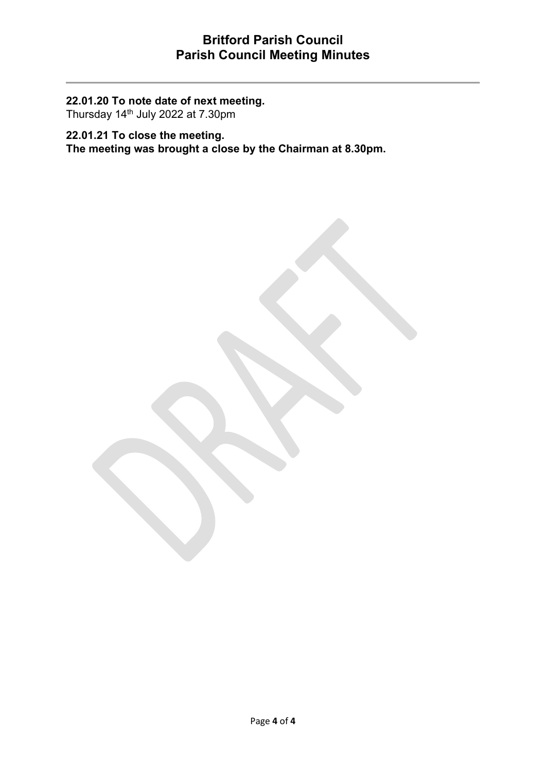**22.01.20 To note date of next meeting.**
Thursday 14th July 2022 at 7.30pm

**22.01.21 To close the meeting.**
**The meeting was brought a close by the Chairman at 8.30pm.**

DRAFT